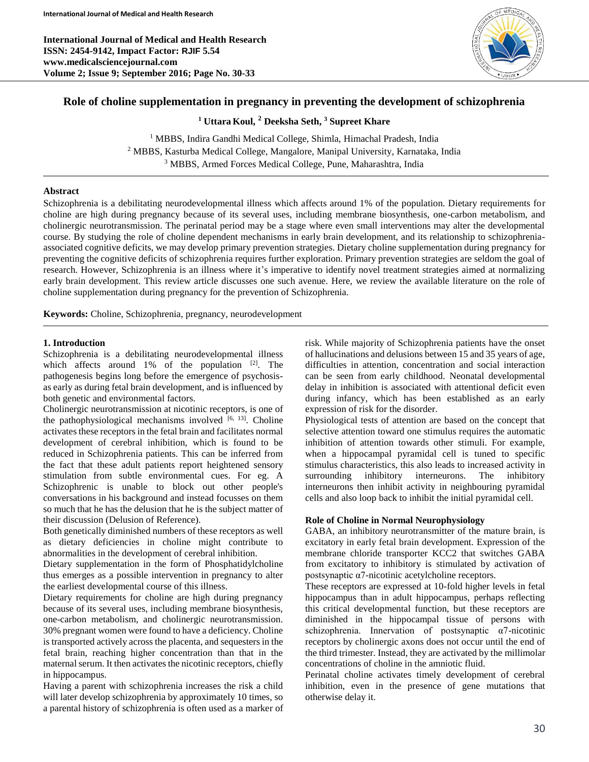# Role of choline supplementation in pregnancy in preventing the development of schizophrenia

[1] Uttara Koul, [2] Deeksha Seth, [3] Supreet Khare

[1] MBBS, Indira Gandhi Medical College, Shimla, Himachal Pradesh, India
[2] MBBS, Kasturba Medical College, Mangalore, Manipal University, Karnataka, India
[3] MBBS, Armed Forces Medical College, Pune, Maharashtra, India

## Abstract

Schizophrenia is a debilitating neurodevelopmental illness which affects around 1% of the population. Dietary requirements for choline are high during pregnancy because of its several uses, including membrane biosynthesis, one-carbon metabolism, and cholinergic neurotransmission. The perinatal period may be a stage where even small interventions may alter the developmental course. By studying the role of choline dependent mechanisms in early brain development, and its relationship to schizophrenia-associated cognitive deficits, we may develop primary prevention strategies. Dietary choline supplementation during pregnancy for preventing the cognitive deficits of schizophrenia requires further exploration. Primary prevention strategies are seldom the goal of research. However, Schizophrenia is an illness where it's imperative to identify novel treatment strategies aimed at normalizing early brain development. This review article discusses one such avenue. Here, we review the available literature on the role of choline supplementation during pregnancy for the prevention of Schizophrenia.

**Keywords:** Choline, Schizophrenia, pregnancy, neurodevelopment

## 1. Introduction

Schizophrenia is a debilitating neurodevelopmental illness which affects around 1% of the population [2]. The pathogenesis begins long before the emergence of psychosis-as early as during fetal brain development, and is influenced by both genetic and environmental factors.

Cholinergic neurotransmission at nicotinic receptors, is one of the pathophysiological mechanisms involved [6, 13]. Choline activates these receptors in the fetal brain and facilitates normal development of cerebral inhibition, which is found to be reduced in Schizophrenia patients. This can be inferred from the fact that these adult patients report heightened sensory stimulation from subtle environmental cues. For eg. A Schizophrenic is unable to block out other people's conversations in his background and instead focusses on them so much that he has the delusion that he is the subject matter of their discussion (Delusion of Reference).

Both genetically diminished numbers of these receptors as well as dietary deficiencies in choline might contribute to abnormalities in the development of cerebral inhibition.

Dietary supplementation in the form of Phosphatidylcholine thus emerges as a possible intervention in pregnancy to alter the earliest developmental course of this illness.

Dietary requirements for choline are high during pregnancy because of its several uses, including membrane biosynthesis, one-carbon metabolism, and cholinergic neurotransmission. 30% pregnant women were found to have a deficiency. Choline is transported actively across the placenta, and sequesters in the fetal brain, reaching higher concentration than that in the maternal serum. It then activates the nicotinic receptors, chiefly in hippocampus.

Having a parent with schizophrenia increases the risk a child will later develop schizophrenia by approximately 10 times, so a parental history of schizophrenia is often used as a marker of risk. While majority of Schizophrenia patients have the onset of hallucinations and delusions between 15 and 35 years of age, difficulties in attention, concentration and social interaction can be seen from early childhood. Neonatal developmental delay in inhibition is associated with attentional deficit even during infancy, which has been established as an early expression of risk for the disorder.

Physiological tests of attention are based on the concept that selective attention toward one stimulus requires the automatic inhibition of attention towards other stimuli. For example, when a hippocampal pyramidal cell is tuned to specific stimulus characteristics, this also leads to increased activity in surrounding inhibitory interneurons. The inhibitory interneurons then inhibit activity in neighbouring pyramidal cells and also loop back to inhibit the initial pyramidal cell.

### Role of Choline in Normal Neurophysiology

GABA, an inhibitory neurotransmitter of the mature brain, is excitatory in early fetal brain development. Expression of the membrane chloride transporter KCC2 that switches GABA from excitatory to inhibitory is stimulated by activation of postsynaptic α7-nicotinic acetylcholine receptors.

These receptors are expressed at 10-fold higher levels in fetal hippocampus than in adult hippocampus, perhaps reflecting this critical developmental function, but these receptors are diminished in the hippocampal tissue of persons with schizophrenia. Innervation of postsynaptic α7-nicotinic receptors by cholinergic axons does not occur until the end of the third trimester. Instead, they are activated by the millimolar concentrations of choline in the amniotic fluid.

Perinatal choline activates timely development of cerebral inhibition, even in the presence of gene mutations that otherwise delay it.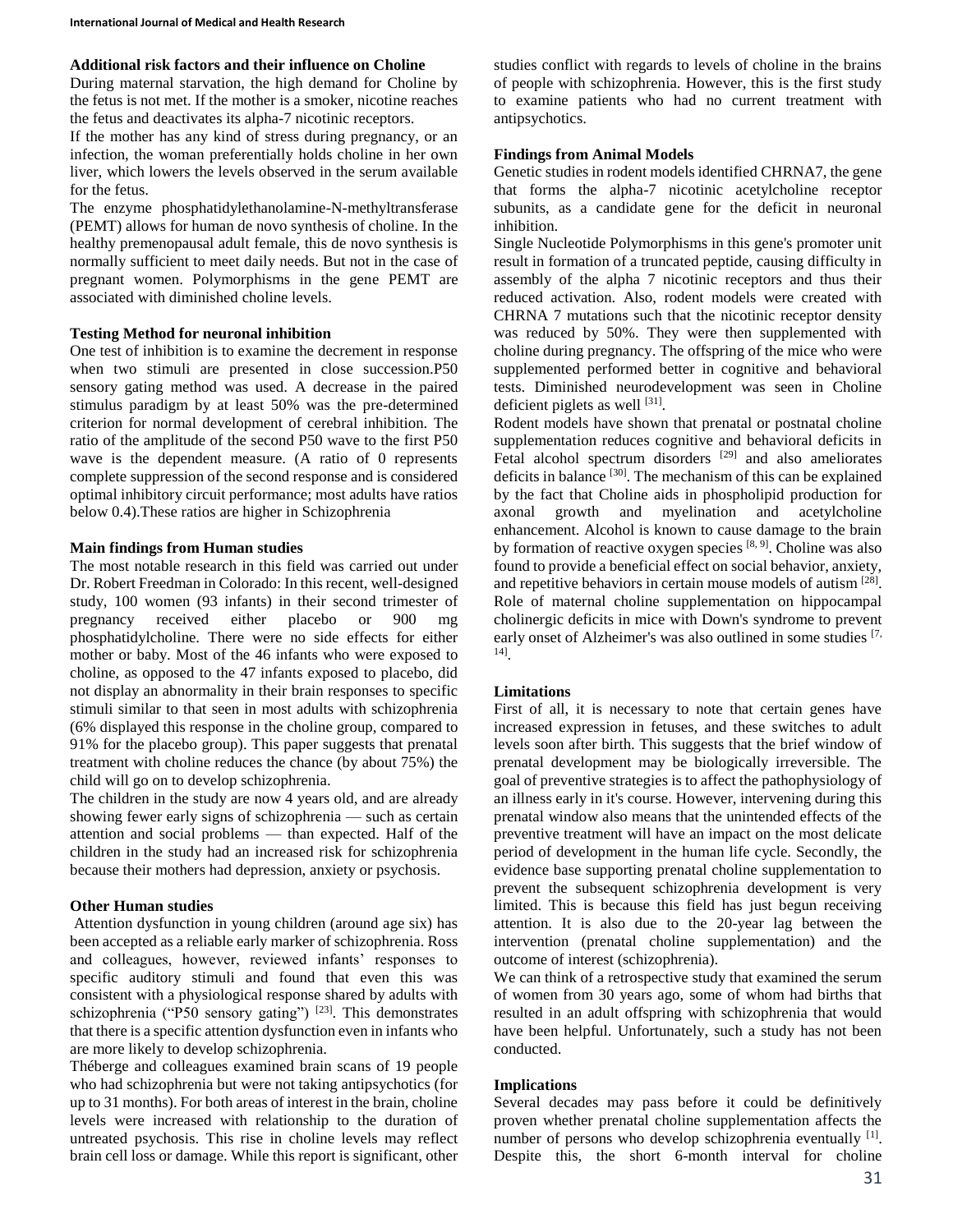**Additional risk factors and their influence on Choline**

During maternal starvation, the high demand for Choline by the fetus is not met. If the mother is a smoker, nicotine reaches the fetus and deactivates its alpha-7 nicotinic receptors.

If the mother has any kind of stress during pregnancy, or an infection, the woman preferentially holds choline in her own liver, which lowers the levels observed in the serum available for the fetus.

The enzyme phosphatidylethanolamine-N-methyltransferase (PEMT) allows for human de novo synthesis of choline. In the healthy premenopausal adult female, this de novo synthesis is normally sufficient to meet daily needs. But not in the case of pregnant women. Polymorphisms in the gene PEMT are associated with diminished choline levels.

**Testing Method for neuronal inhibition**

One test of inhibition is to examine the decrement in response when two stimuli are presented in close succession.P50 sensory gating method was used. A decrease in the paired stimulus paradigm by at least 50% was the pre-determined criterion for normal development of cerebral inhibition. The ratio of the amplitude of the second P50 wave to the first P50 wave is the dependent measure. (A ratio of 0 represents complete suppression of the second response and is considered optimal inhibitory circuit performance; most adults have ratios below 0.4).These ratios are higher in Schizophrenia

**Main findings from Human studies**

The most notable research in this field was carried out under Dr. Robert Freedman in Colorado: In this recent, well-designed study, 100 women (93 infants) in their second trimester of pregnancy received either placebo or 900 mg phosphatidylcholine. There were no side effects for either mother or baby. Most of the 46 infants who were exposed to choline, as opposed to the 47 infants exposed to placebo, did not display an abnormality in their brain responses to specific stimuli similar to that seen in most adults with schizophrenia (6% displayed this response in the choline group, compared to 91% for the placebo group). This paper suggests that prenatal treatment with choline reduces the chance (by about 75%) the child will go on to develop schizophrenia.

The children in the study are now 4 years old, and are already showing fewer early signs of schizophrenia — such as certain attention and social problems — than expected. Half of the children in the study had an increased risk for schizophrenia because their mothers had depression, anxiety or psychosis.

**Other Human studies**

Attention dysfunction in young children (around age six) has been accepted as a reliable early marker of schizophrenia. Ross and colleagues, however, reviewed infants' responses to specific auditory stimuli and found that even this was consistent with a physiological response shared by adults with schizophrenia ("P50 sensory gating") [23]. This demonstrates that there is a specific attention dysfunction even in infants who are more likely to develop schizophrenia.

Théberge and colleagues examined brain scans of 19 people who had schizophrenia but were not taking antipsychotics (for up to 31 months). For both areas of interest in the brain, choline levels were increased with relationship to the duration of untreated psychosis. This rise in choline levels may reflect brain cell loss or damage. While this report is significant, other studies conflict with regards to levels of choline in the brains of people with schizophrenia. However, this is the first study to examine patients who had no current treatment with antipsychotics.

**Findings from Animal Models**

Genetic studies in rodent models identified CHRNA7, the gene that forms the alpha-7 nicotinic acetylcholine receptor subunits, as a candidate gene for the deficit in neuronal inhibition.

Single Nucleotide Polymorphisms in this gene's promoter unit result in formation of a truncated peptide, causing difficulty in assembly of the alpha 7 nicotinic receptors and thus their reduced activation. Also, rodent models were created with CHRNA 7 mutations such that the nicotinic receptor density was reduced by 50%. They were then supplemented with choline during pregnancy. The offspring of the mice who were supplemented performed better in cognitive and behavioral tests. Diminished neurodevelopment was seen in Choline deficient piglets as well [31].

Rodent models have shown that prenatal or postnatal choline supplementation reduces cognitive and behavioral deficits in Fetal alcohol spectrum disorders [29] and also ameliorates deficits in balance [30]. The mechanism of this can be explained by the fact that Choline aids in phospholipid production for axonal growth and myelination and acetylcholine enhancement. Alcohol is known to cause damage to the brain by formation of reactive oxygen species [8, 9]. Choline was also found to provide a beneficial effect on social behavior, anxiety, and repetitive behaviors in certain mouse models of autism [28]. Role of maternal choline supplementation on hippocampal cholinergic deficits in mice with Down's syndrome to prevent early onset of Alzheimer's was also outlined in some studies [7, 14].

**Limitations**

First of all, it is necessary to note that certain genes have increased expression in fetuses, and these switches to adult levels soon after birth. This suggests that the brief window of prenatal development may be biologically irreversible. The goal of preventive strategies is to affect the pathophysiology of an illness early in it's course. However, intervening during this prenatal window also means that the unintended effects of the preventive treatment will have an impact on the most delicate period of development in the human life cycle. Secondly, the evidence base supporting prenatal choline supplementation to prevent the subsequent schizophrenia development is very limited. This is because this field has just begun receiving attention. It is also due to the 20-year lag between the intervention (prenatal choline supplementation) and the outcome of interest (schizophrenia).

We can think of a retrospective study that examined the serum of women from 30 years ago, some of whom had births that resulted in an adult offspring with schizophrenia that would have been helpful. Unfortunately, such a study has not been conducted.

**Implications**

Several decades may pass before it could be definitively proven whether prenatal choline supplementation affects the number of persons who develop schizophrenia eventually [1]. Despite this, the short 6-month interval for choline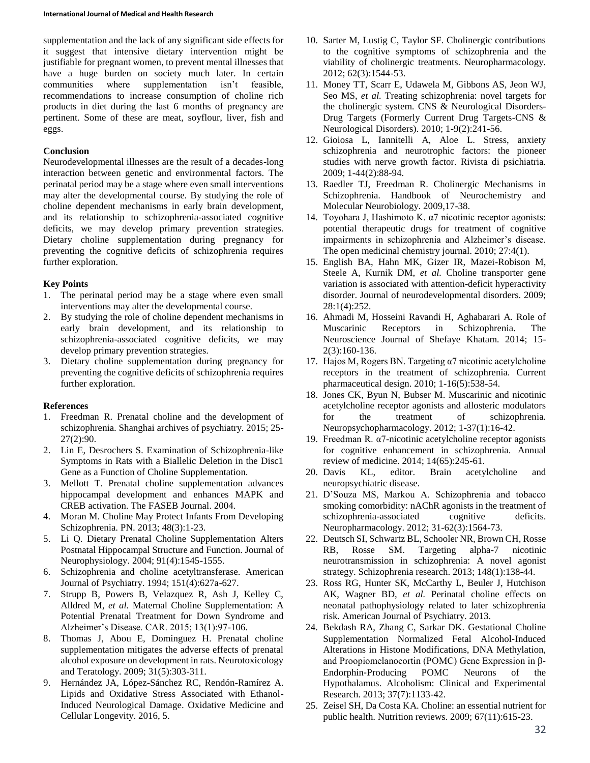supplementation and the lack of any significant side effects for it suggest that intensive dietary intervention might be justifiable for pregnant women, to prevent mental illnesses that have a huge burden on society much later. In certain communities where supplementation isn't feasible, recommendations to increase consumption of choline rich products in diet during the last 6 months of pregnancy are pertinent. Some of these are meat, soyflour, liver, fish and eggs.

## Conclusion

Neurodevelopmental illnesses are the result of a decades-long interaction between genetic and environmental factors. The perinatal period may be a stage where even small interventions may alter the developmental course. By studying the role of choline dependent mechanisms in early brain development, and its relationship to schizophrenia-associated cognitive deficits, we may develop primary prevention strategies. Dietary choline supplementation during pregnancy for preventing the cognitive deficits of schizophrenia requires further exploration.

## Key Points

1. The perinatal period may be a stage where even small interventions may alter the developmental course.
2. By studying the role of choline dependent mechanisms in early brain development, and its relationship to schizophrenia-associated cognitive deficits, we may develop primary prevention strategies.
3. Dietary choline supplementation during pregnancy for preventing the cognitive deficits of schizophrenia requires further exploration.

## References

1. Freedman R. Prenatal choline and the development of schizophrenia. Shanghai archives of psychiatry. 2015; 25-27(2):90.
2. Lin E, Desrochers S. Examination of Schizophrenia-like Symptoms in Rats with a Biallelic Deletion in the Disc1 Gene as a Function of Choline Supplementation.
3. Mellott T. Prenatal choline supplementation advances hippocampal development and enhances MAPK and CREB activation. The FASEB Journal. 2004.
4. Moran M. Choline May Protect Infants From Developing Schizophrenia. PN. 2013; 48(3):1-23.
5. Li Q. Dietary Prenatal Choline Supplementation Alters Postnatal Hippocampal Structure and Function. Journal of Neurophysiology. 2004; 91(4):1545-1555.
6. Schizophrenia and choline acetyltransferase. American Journal of Psychiatry. 1994; 151(4):627a-627.
7. Strupp B, Powers B, Velazquez R, Ash J, Kelley C, Alldred M, *et al.* Maternal Choline Supplementation: A Potential Prenatal Treatment for Down Syndrome and Alzheimer's Disease. CAR. 2015; 13(1):97-106.
8. Thomas J, Abou E, Dominguez H. Prenatal choline supplementation mitigates the adverse effects of prenatal alcohol exposure on development in rats. Neurotoxicology and Teratology. 2009; 31(5):303-311.
9. Hernández JA, López-Sánchez RC, Rendón-Ramírez A. Lipids and Oxidative Stress Associated with Ethanol-Induced Neurological Damage. Oxidative Medicine and Cellular Longevity. 2016, 5.
10. Sarter M, Lustig C, Taylor SF. Cholinergic contributions to the cognitive symptoms of schizophrenia and the viability of cholinergic treatments. Neuropharmacology. 2012; 62(3):1544-53.
11. Money TT, Scarr E, Udawela M, Gibbons AS, Jeon WJ, Seo MS, *et al.* Treating schizophrenia: novel targets for the cholinergic system. CNS & Neurological Disorders-Drug Targets (Formerly Current Drug Targets-CNS & Neurological Disorders). 2010; 1-9(2):241-56.
12. Gioiosa L, Iannitelli A, Aloe L. Stress, anxiety schizophrenia and neurotrophic factors: the pioneer studies with nerve growth factor. Rivista di psichiatria. 2009; 1-44(2):88-94.
13. Raedler TJ, Freedman R. Cholinergic Mechanisms in Schizophrenia. Handbook of Neurochemistry and Molecular Neurobiology. 2009,17-38.
14. Toyohara J, Hashimoto K. α7 nicotinic receptor agonists: potential therapeutic drugs for treatment of cognitive impairments in schizophrenia and Alzheimer's disease. The open medicinal chemistry journal. 2010; 27:4(1).
15. English BA, Hahn MK, Gizer IR, Mazei-Robison M, Steele A, Kurnik DM, *et al.* Choline transporter gene variation is associated with attention-deficit hyperactivity disorder. Journal of neurodevelopmental disorders. 2009; 28:1(4):252.
16. Ahmadi M, Hosseini Ravandi H, Aghabarari A. Role of Muscarinic Receptors in Schizophrenia. The Neuroscience Journal of Shefaye Khatam. 2014; 15-2(3):160-136.
17. Hajos M, Rogers BN. Targeting α7 nicotinic acetylcholine receptors in the treatment of schizophrenia. Current pharmaceutical design. 2010; 1-16(5):538-54.
18. Jones CK, Byun N, Bubser M. Muscarinic and nicotinic acetylcholine receptor agonists and allosteric modulators for the treatment of schizophrenia. Neuropsychopharmacology. 2012; 1-37(1):16-42.
19. Freedman R. α7-nicotinic acetylcholine receptor agonists for cognitive enhancement in schizophrenia. Annual review of medicine. 2014; 14(65):245-61.
20. Davis KL, editor. Brain acetylcholine and neuropsychiatric disease.
21. D'Souza MS, Markou A. Schizophrenia and tobacco smoking comorbidity: nAChR agonists in the treatment of schizophrenia-associated cognitive deficits. Neuropharmacology. 2012; 31-62(3):1564-73.
22. Deutsch SI, Schwartz BL, Schooler NR, Brown CH, Rosse RB, Rosse SM. Targeting alpha-7 nicotinic neurotransmission in schizophrenia: A novel agonist strategy. Schizophrenia research. 2013; 148(1):138-44.
23. Ross RG, Hunter SK, McCarthy L, Beuler J, Hutchison AK, Wagner BD, *et al.* Perinatal choline effects on neonatal pathophysiology related to later schizophrenia risk. American Journal of Psychiatry. 2013.
24. Bekdash RA, Zhang C, Sarkar DK. Gestational Choline Supplementation Normalized Fetal Alcohol-Induced Alterations in Histone Modifications, DNA Methylation, and Proopiomelanocortin (POMC) Gene Expression in β-Endorphin-Producing POMC Neurons of the Hypothalamus. Alcoholism: Clinical and Experimental Research. 2013; 37(7):1133-42.
25. Zeisel SH, Da Costa KA. Choline: an essential nutrient for public health. Nutrition reviews. 2009; 67(11):615-23.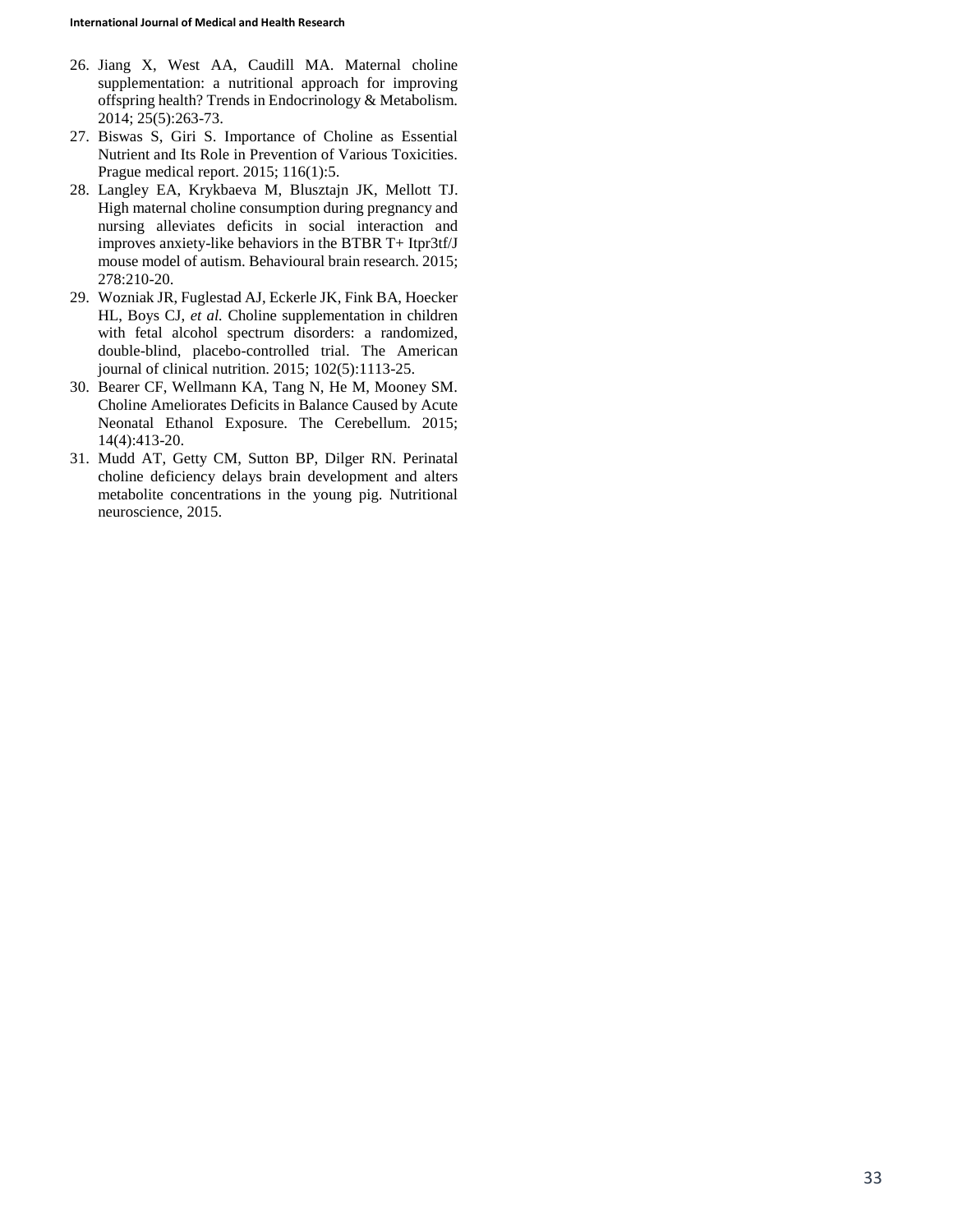26. Jiang X, West AA, Caudill MA. Maternal choline supplementation: a nutritional approach for improving offspring health? Trends in Endocrinology & Metabolism. 2014; 25(5):263-73.
27. Biswas S, Giri S. Importance of Choline as Essential Nutrient and Its Role in Prevention of Various Toxicities. Prague medical report. 2015; 116(1):5.
28. Langley EA, Krykbaeva M, Blusztajn JK, Mellott TJ. High maternal choline consumption during pregnancy and nursing alleviates deficits in social interaction and improves anxiety-like behaviors in the BTBR T+ Itpr3tf/J mouse model of autism. Behavioural brain research. 2015; 278:210-20.
29. Wozniak JR, Fuglestad AJ, Eckerle JK, Fink BA, Hoecker HL, Boys CJ, *et al.* Choline supplementation in children with fetal alcohol spectrum disorders: a randomized, double-blind, placebo-controlled trial. The American journal of clinical nutrition. 2015; 102(5):1113-25.
30. Bearer CF, Wellmann KA, Tang N, He M, Mooney SM. Choline Ameliorates Deficits in Balance Caused by Acute Neonatal Ethanol Exposure. The Cerebellum. 2015; 14(4):413-20.
31. Mudd AT, Getty CM, Sutton BP, Dilger RN. Perinatal choline deficiency delays brain development and alters metabolite concentrations in the young pig. Nutritional neuroscience, 2015.